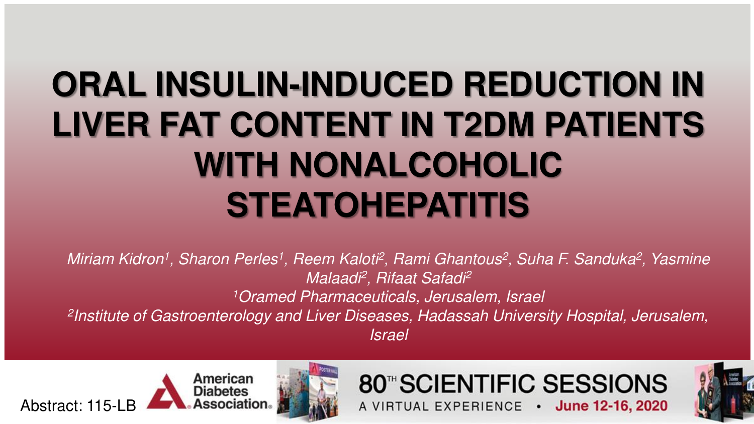# ORAL INSULIN-INDUCED REDUCTION IN LIVER FAT CONTENT IN T2DM PATIENTS WITH NONALCOHOLIC STEATOHEPATITIS

*Miriam Kidron[1], Sharon Perles[1], Reem Kaloti[2], Rami Ghantous[2], Suha F. Sanduka[2], Yasmine Malaadi[2], Rifaat Safadi[2]*

*[1]Oramed Pharmaceuticals, Jerusalem, Israel*

*[2]Institute of Gastroenterology and Liver Diseases, Hadassah University Hospital, Jerusalem, Israel*

Abstract: 115-LB

American Diabetes Association

80TH SCIENTIFIC SESSIONS

A VIRTUAL EXPERIENCE • June 12-16, 2020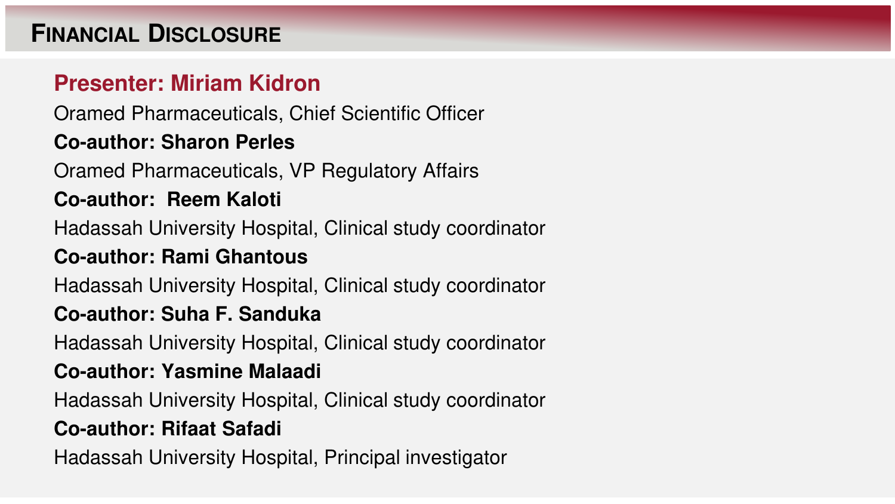# Financial Disclosure

**Presenter: Miriam Kidron**

Oramed Pharmaceuticals, Chief Scientific Officer

**Co-author: Sharon Perles**

Oramed Pharmaceuticals, VP Regulatory Affairs

**Co-author: Reem Kaloti**

Hadassah University Hospital, Clinical study coordinator

**Co-author: Rami Ghantous**

Hadassah University Hospital, Clinical study coordinator

**Co-author: Suha F. Sanduka**

Hadassah University Hospital, Clinical study coordinator

**Co-author: Yasmine Malaadi**

Hadassah University Hospital, Clinical study coordinator

**Co-author: Rifaat Safadi**

Hadassah University Hospital, Principal investigator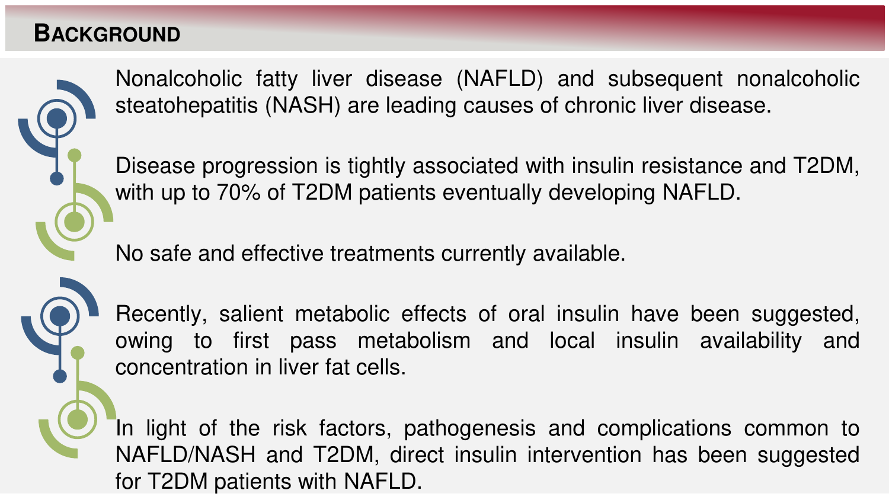## BACKGROUND

Nonalcoholic fatty liver disease (NAFLD) and subsequent nonalcoholic steatohepatitis (NASH) are leading causes of chronic liver disease.

Disease progression is tightly associated with insulin resistance and T2DM, with up to 70% of T2DM patients eventually developing NAFLD.

No safe and effective treatments currently available.

Recently, salient metabolic effects of oral insulin have been suggested, owing to first pass metabolism and local insulin availability and concentration in liver fat cells.

In light of the risk factors, pathogenesis and complications common to NAFLD/NASH and T2DM, direct insulin intervention has been suggested for T2DM patients with NAFLD.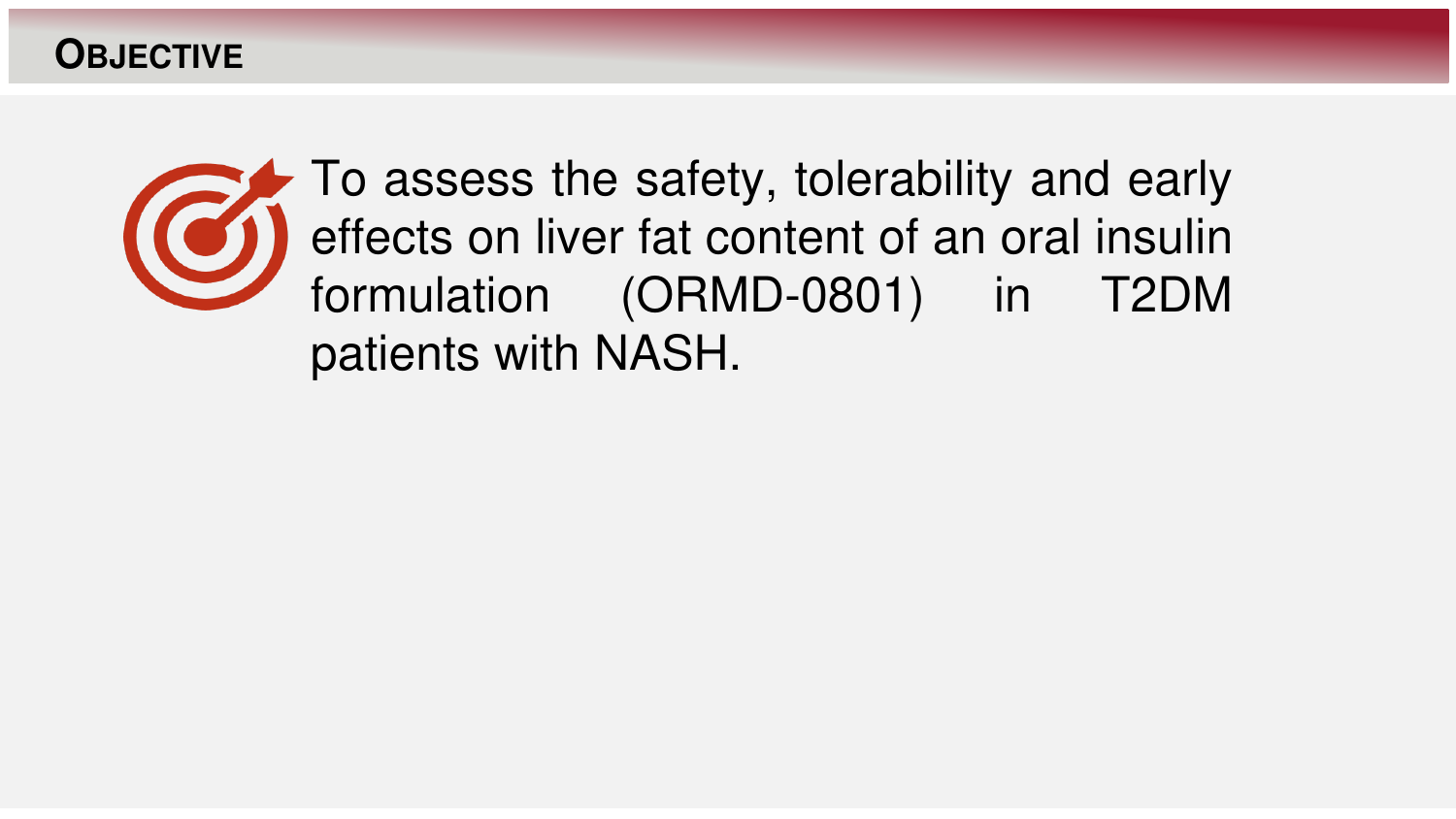## OBJECTIVE

To assess the safety, tolerability and early effects on liver fat content of an oral insulin formulation (ORMD-0801) in T2DM patients with NASH.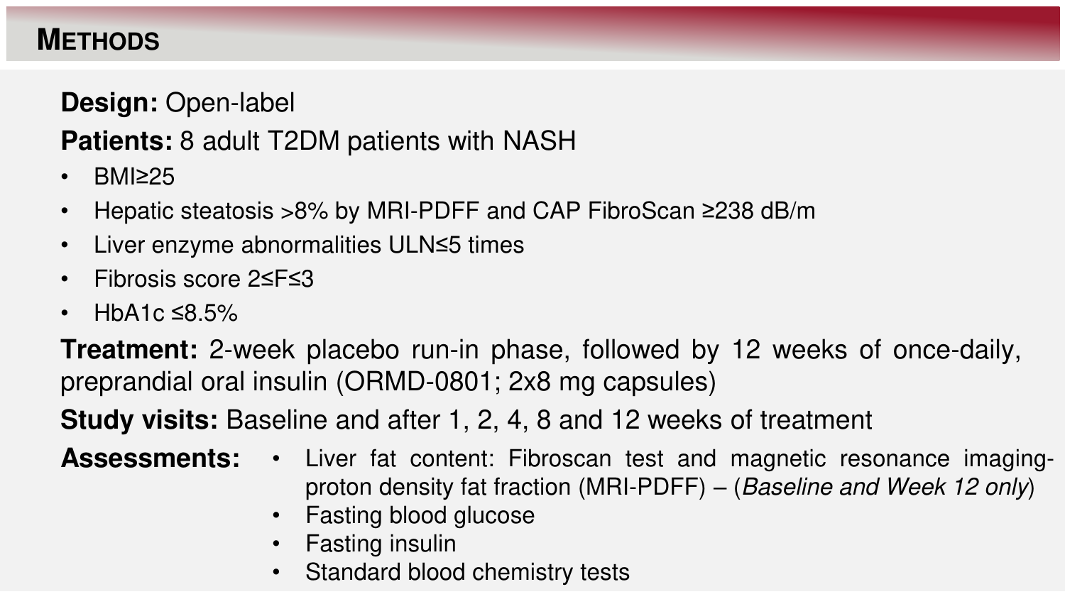## Methods

**Design:** Open-label

**Patients:** 8 adult T2DM patients with NASH

- BMI≥25
- Hepatic steatosis >8% by MRI-PDFF and CAP FibroScan ≥238 dB/m
- Liver enzyme abnormalities ULN≤5 times
- Fibrosis score 2≤F≤3
- HbA1c ≤8.5%

**Treatment:** 2-week placebo run-in phase, followed by 12 weeks of once-daily, preprandial oral insulin (ORMD-0801; 2x8 mg capsules)

**Study visits:** Baseline and after 1, 2, 4, 8 and 12 weeks of treatment

**Assessments:**

- Liver fat content: Fibroscan test and magnetic resonance imaging-proton density fat fraction (MRI-PDFF) – (*Baseline and Week 12 only*)
- Fasting blood glucose
- Fasting insulin
- Standard blood chemistry tests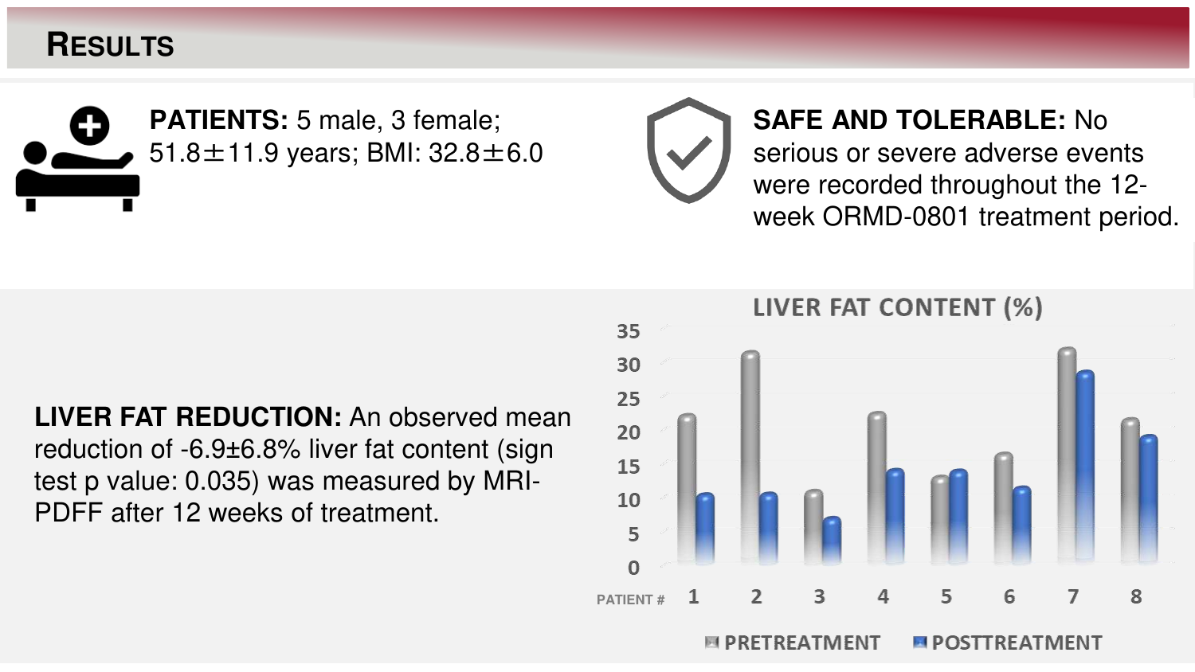# RESULTS

**PATIENTS:** 5 male, 3 female; 51.8±11.9 years; BMI: 32.8±6.0

**SAFE AND TOLERABLE:** No serious or severe adverse events were recorded throughout the 12-week ORMD-0801 treatment period.

**LIVER FAT REDUCTION:** An observed mean reduction of -6.9±6.8% liver fat content (sign test p value: 0.035) was measured by MRI-PDFF after 12 weeks of treatment.

LIVER FAT CONTENT (%)

PATIENT # 1 2 3 4 5 6 7 8

PRETREATMENT POSTTREATMENT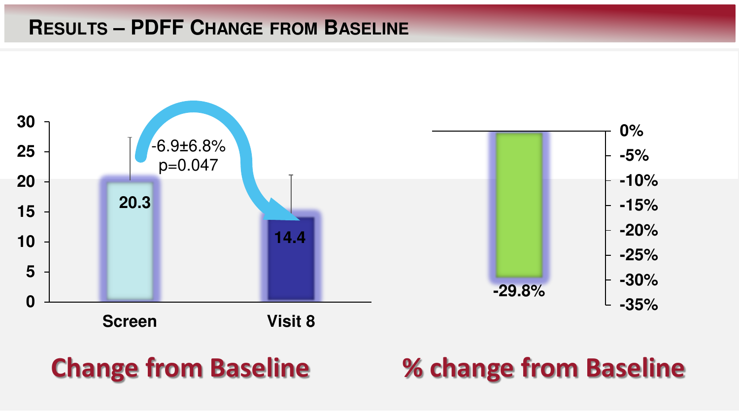# Results – PDFF Change from Baseline

| | Screen | Visit 8 |
|---|---|---|
| PDFF | 20.3 | 14.4 |

-6.9±6.8%
$p=0.047$

**Change from Baseline**

% change from Baseline: -29.8%

**% change from Baseline**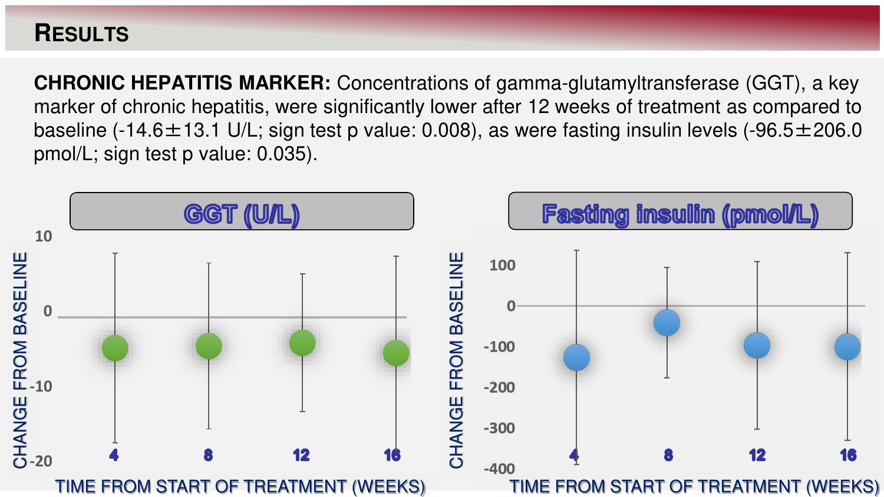# Results

**CHRONIC HEPATITIS MARKER:** Concentrations of gamma-glutamyltransferase (GGT), a key marker of chronic hepatitis, were significantly lower after 12 weeks of treatment as compared to baseline (-14.6±13.1 U/L; sign test p value: 0.008), as were fasting insulin levels (-96.5±206.0 pmol/L; sign test p value: 0.035).

GGT (U/L)

CHANGE FROM BASELINE

10

0

-10

-20

4 8 12 16

TIME FROM START OF TREATMENT (WEEKS)

Fasting insulin (pmol/L)

CHANGE FROM BASELINE

100

0

-100

-200

-300

-400

4 8 12 16

TIME FROM START OF TREATMENT (WEEKS)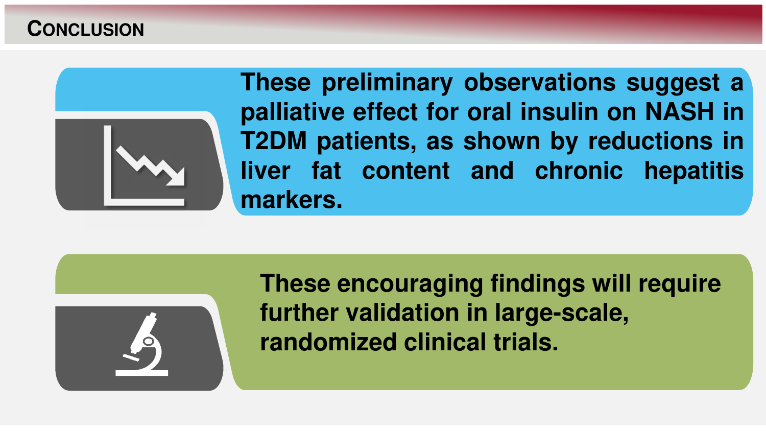## Conclusion

These preliminary observations suggest a palliative effect for oral insulin on NASH in T2DM patients, as shown by reductions in liver fat content and chronic hepatitis markers.

These encouraging findings will require further validation in large-scale, randomized clinical trials.